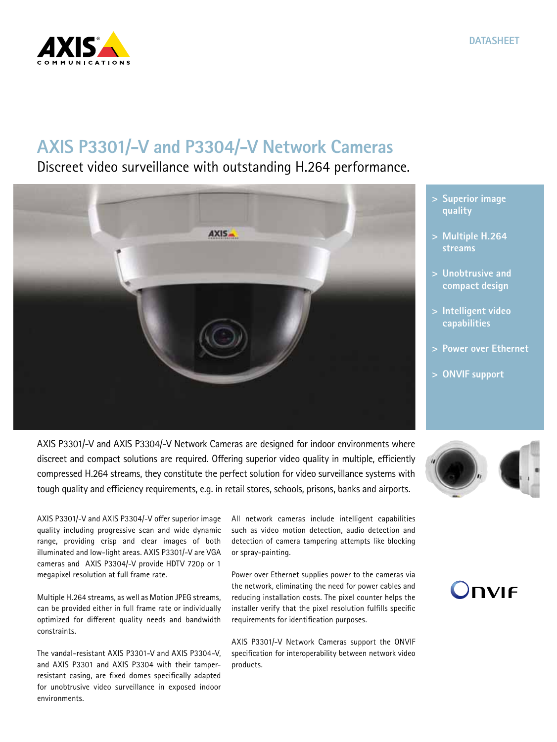DATASHEET

# AXIS P3301/-V and P3304/-V Network Cameras

## Discreet video surveillance with outstanding H.264 performance.

- Superior image quality
- Multiple H.264 streams
- Unobtrusive and compact design
- Intelligent video capabilities
- Power over Ethernet
- ONVIF support

AXIS P3301/-V and AXIS P3304/-V Network Cameras are designed for indoor environments where discreet and compact solutions are required. Offering superior video quality in multiple, efficiently compressed H.264 streams, they constitute the perfect solution for video surveillance systems with tough quality and efficiency requirements, e.g. in retail stores, schools, prisons, banks and airports.

AXIS P3301/-V and AXIS P3304/-V offer superior image quality including progressive scan and wide dynamic range, providing crisp and clear images of both illuminated and low-light areas. AXIS P3301/-V are VGA cameras and AXIS P3304/-V provide HDTV 720p or 1 megapixel resolution at full frame rate.

Multiple H.264 streams, as well as Motion JPEG streams, can be provided either in full frame rate or individually optimized for different quality needs and bandwidth constraints.

The vandal-resistant AXIS P3301-V and AXIS P3304-V, and AXIS P3301 and AXIS P3304 with their tamper-resistant casing, are fixed domes specifically adapted for unobtrusive video surveillance in exposed indoor environments.

All network cameras include intelligent capabilities such as video motion detection, audio detection and detection of camera tampering attempts like blocking or spray-painting.

Power over Ethernet supplies power to the cameras via the network, eliminating the need for power cables and reducing installation costs. The pixel counter helps the installer verify that the pixel resolution fulfills specific requirements for identification purposes.

AXIS P3301/-V Network Cameras support the ONVIF specification for interoperability between network video products.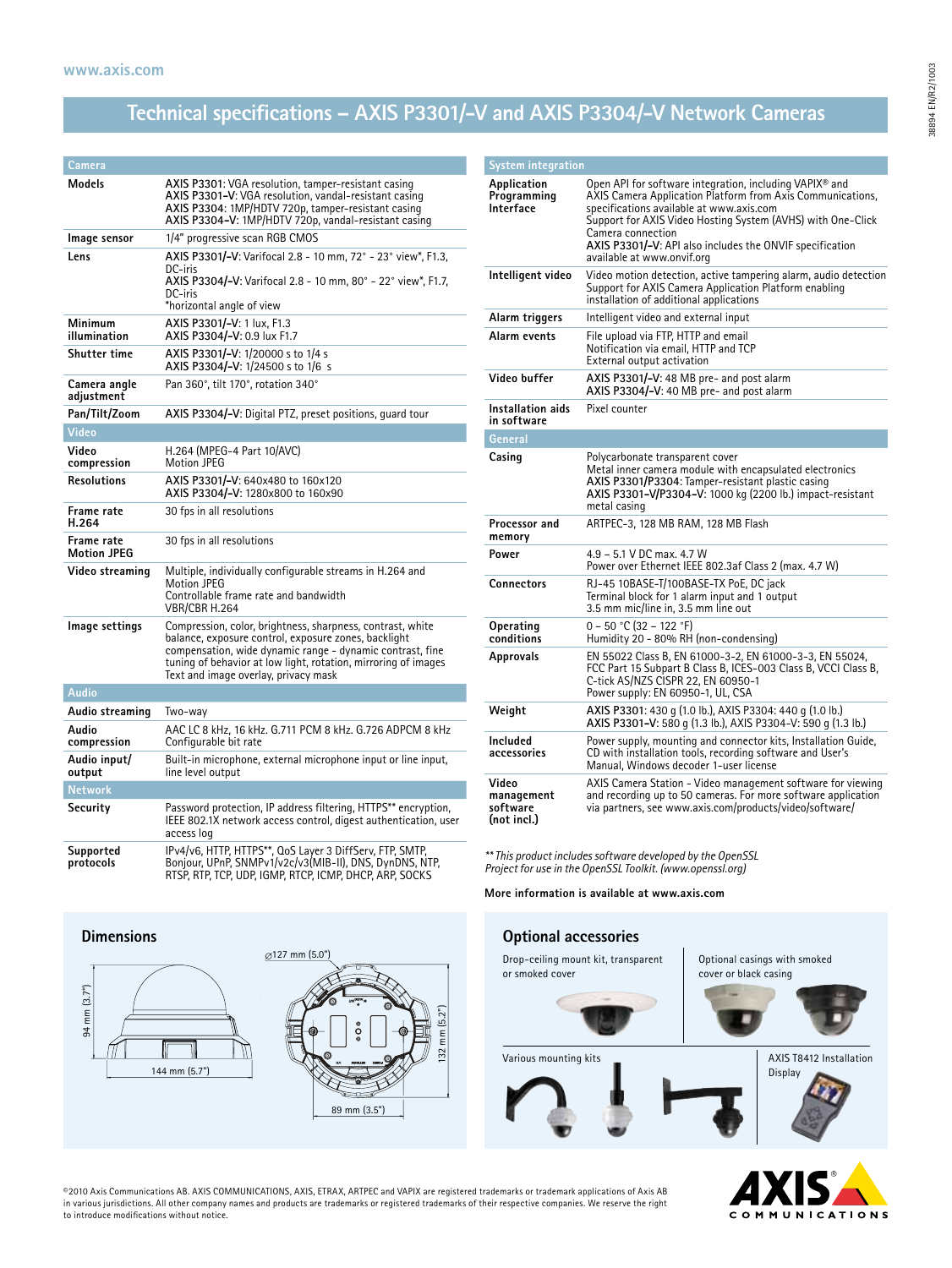# Technical specifications – AXIS P3301/-V and AXIS P3304/-V Network Cameras

| Camera | |
|---|---|
| Models | **AXIS P3301**: VGA resolution, tamper-resistant casing<br>**AXIS P3301-V**: VGA resolution, vandal-resistant casing<br>**AXIS P3304**: 1MP/HDTV 720p, tamper-resistant casing<br>**AXIS P3304-V**: 1MP/HDTV 720p, vandal-resistant casing |
| Image sensor | 1/4" progressive scan RGB CMOS |
| Lens | **AXIS P3301/-V**: Varifocal 2.8 - 10 mm, 72° - 23° view*, F1.3, DC-iris<br>**AXIS P3304/-V**: Varifocal 2.8 - 10 mm, 80° - 22° view*, F1.7, DC-iris<br>*horizontal angle of view |
| Minimum illumination | **AXIS P3301/-V**: 1 lux, F1.3<br>**AXIS P3304/-V**: 0.9 lux F1.7 |
| Shutter time | **AXIS P3301/-V**: 1/20000 s to 1/4 s<br>**AXIS P3304/-V**: 1/24500 s to 1/6 s |
| Camera angle adjustment | Pan 360°, tilt 170°, rotation 340° |
| Pan/Tilt/Zoom | **AXIS P3304/-V**: Digital PTZ, preset positions, guard tour |

| Video | |
|---|---|
| Video compression | H.264 (MPEG-4 Part 10/AVC)<br>Motion JPEG |
| Resolutions | **AXIS P3301/-V**: 640x480 to 160x120<br>**AXIS P3304/-V**: 1280x800 to 160x90 |
| Frame rate H.264 | 30 fps in all resolutions |
| Frame rate Motion JPEG | 30 fps in all resolutions |
| Video streaming | Multiple, individually configurable streams in H.264 and Motion JPEG<br>Controllable frame rate and bandwidth<br>VBR/CBR H.264 |
| Image settings | Compression, color, brightness, sharpness, contrast, white balance, exposure control, exposure zones, backlight compensation, wide dynamic range - dynamic contrast, fine tuning of behavior at low light, rotation, mirroring of images<br>Text and image overlay, privacy mask |

| Audio | |
|---|---|
| Audio streaming | Two-way |
| Audio compression | AAC LC 8 kHz, 16 kHz. G.711 PCM 8 kHz. G.726 ADPCM 8 kHz<br>Configurable bit rate |
| Audio input/output | Built-in microphone, external microphone input or line input, line level output |

| Network | |
|---|---|
| Security | Password protection, IP address filtering, HTTPS** encryption, IEEE 802.1X network access control, digest authentication, user access log |
| Supported protocols | IPv4/v6, HTTP, HTTPS**, QoS Layer 3 DiffServ, FTP, SMTP, Bonjour, UPnP, SNMPv1/v2c/v3(MIB-II), DNS, DynDNS, NTP, RTSP, RTP, TCP, UDP, IGMP, RTCP, ICMP, DHCP, ARP, SOCKS |

| System integration | |
|---|---|
| Application Programming Interface | Open API for software integration, including VAPIX® and AXIS Camera Application Platform from Axis Communications, specifications available at www.axis.com<br>Support for AXIS Video Hosting System (AVHS) with One-Click Camera connection<br>**AXIS P3301/-V**: API also includes the ONVIF specification available at www.onvif.org |
| Intelligent video | Video motion detection, active tampering alarm, audio detection<br>Support for AXIS Camera Application Platform enabling installation of additional applications |
| Alarm triggers | Intelligent video and external input |
| Alarm events | File upload via FTP, HTTP and email<br>Notification via email, HTTP and TCP<br>External output activation |
| Video buffer | **AXIS P3301/-V**: 48 MB pre- and post alarm<br>**AXIS P3304/-V**: 40 MB pre- and post alarm |
| Installation aids in software | Pixel counter |

| General | |
|---|---|
| Casing | Polycarbonate transparent cover<br>Metal inner camera module with encapsulated electronics<br>**AXIS P3301/P3304**: Tamper-resistant plastic casing<br>**AXIS P3301-V/P3304-V**: 1000 kg (2200 lb.) impact-resistant metal casing |
| Processor and memory | ARTPEC-3, 128 MB RAM, 128 MB Flash |
| Power | 4.9 – 5.1 V DC max. 4.7 W<br>Power over Ethernet IEEE 802.3af Class 2 (max. 4.7 W) |
| Connectors | RJ-45 10BASE-T/100BASE-TX PoE, DC jack<br>Terminal block for 1 alarm input and 1 output<br>3.5 mm mic/line in, 3.5 mm line out |
| Operating conditions | 0 – 50 °C (32 – 122 °F)<br>Humidity 20 - 80% RH (non-condensing) |
| Approvals | EN 55022 Class B, EN 61000-3-2, EN 61000-3-3, EN 55024, FCC Part 15 Subpart B Class B, ICES-003 Class B, VCCI Class B, C-tick AS/NZS CISPR 22, EN 60950-1<br>Power supply: EN 60950-1, UL, CSA |
| Weight | **AXIS P3301**: 430 g (1.0 lb.), AXIS P3304: 440 g (1.0 lb.)<br>**AXIS P3301-V**: 580 g (1.3 lb.), AXIS P3304-V: 590 g (1.3 lb.) |
| Included accessories | Power supply, mounting and connector kits, Installation Guide, CD with installation tools, recording software and User's Manual, Windows decoder 1-user license |
| Video management software (not incl.) | AXIS Camera Station - Video management software for viewing and recording up to 50 cameras. For more software application via partners, see www.axis.com/products/video/software/ |

*** This product includes software developed by the OpenSSL Project for use in the OpenSSL Toolkit. (www.openssl.org)*

**More information is available at www.axis.com**

## Dimensions

94 mm (3.7")
144 mm (5.7")
⌀127 mm (5.0")
132 mm (5.2")
89 mm (3.5")

## Optional accessories

Drop-ceiling mount kit, transparent or smoked cover

Optional casings with smoked cover or black casing

Various mounting kits

AXIS T8412 Installation Display

©2010 Axis Communications AB. AXIS COMMUNICATIONS, AXIS, ETRAX, ARTPEC and VAPIX are registered trademarks or trademark applications of Axis AB in various jurisdictions. All other company names and products are trademarks or registered trademarks of their respective companies. We reserve the right to introduce modifications without notice.